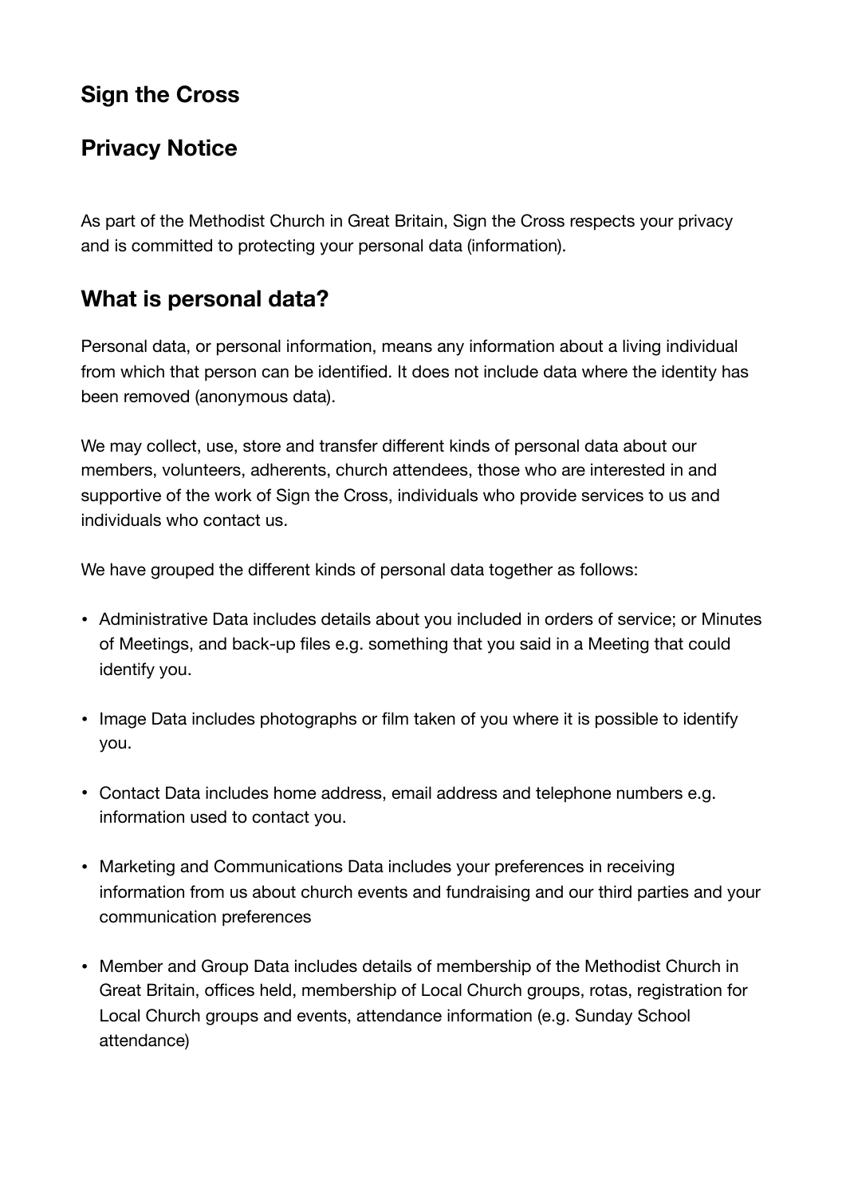## Sign the Cross

## Privacy Notice

As part of the Methodist Church in Great Britain, Sign the Cross respects your privacy and is committed to protecting your personal data (information).

## What is personal data?

Personal data, or personal information, means any information about a living individual from which that person can be identified. It does not include data where the identity has been removed (anonymous data).

We may collect, use, store and transfer different kinds of personal data about our members, volunteers, adherents, church attendees, those who are interested in and supportive of the work of Sign the Cross, individuals who provide services to us and individuals who contact us.

We have grouped the different kinds of personal data together as follows:

- Administrative Data includes details about you included in orders of service; or Minutes of Meetings, and back-up files e.g. something that you said in a Meeting that could identify you.
- Image Data includes photographs or film taken of you where it is possible to identify you.
- Contact Data includes home address, email address and telephone numbers e.g. information used to contact you.
- Marketing and Communications Data includes your preferences in receiving information from us about church events and fundraising and our third parties and your communication preferences
- Member and Group Data includes details of membership of the Methodist Church in Great Britain, offices held, membership of Local Church groups, rotas, registration for Local Church groups and events, attendance information (e.g. Sunday School attendance)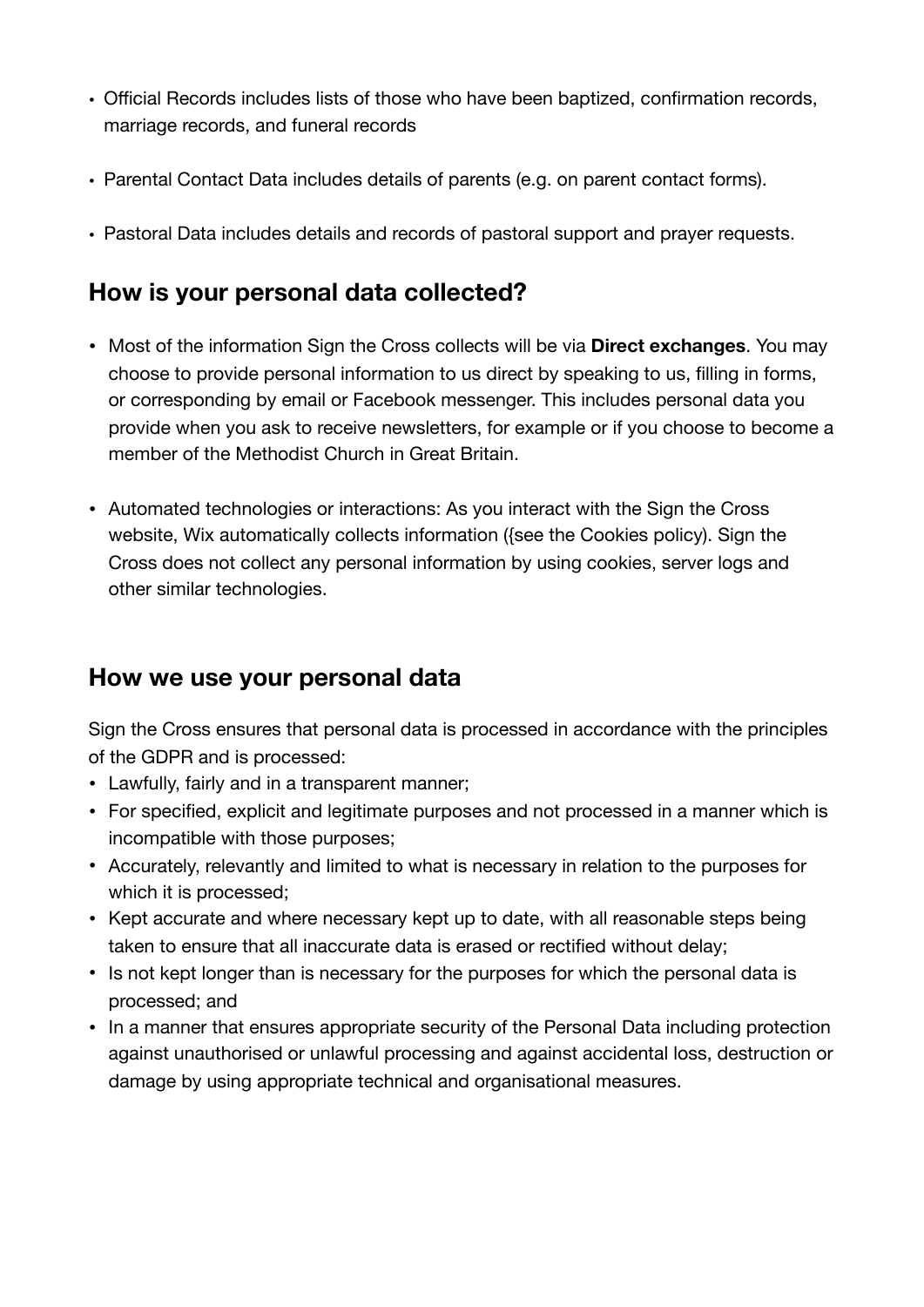- Official Records includes lists of those who have been baptized, confirmation records, marriage records, and funeral records
- Parental Contact Data includes details of parents (e.g. on parent contact forms).
- Pastoral Data includes details and records of pastoral support and prayer requests.

## How is your personal data collected?

- Most of the information Sign the Cross collects will be via **Direct exchanges**. You may choose to provide personal information to us direct by speaking to us, filling in forms, or corresponding by email or Facebook messenger. This includes personal data you provide when you ask to receive newsletters, for example or if you choose to become a member of the Methodist Church in Great Britain.
- Automated technologies or interactions: As you interact with the Sign the Cross website, Wix automatically collects information ({see the Cookies policy). Sign the Cross does not collect any personal information by using cookies, server logs and other similar technologies.

## How we use your personal data

Sign the Cross ensures that personal data is processed in accordance with the principles of the GDPR and is processed:

- Lawfully, fairly and in a transparent manner;
- For specified, explicit and legitimate purposes and not processed in a manner which is incompatible with those purposes;
- Accurately, relevantly and limited to what is necessary in relation to the purposes for which it is processed;
- Kept accurate and where necessary kept up to date, with all reasonable steps being taken to ensure that all inaccurate data is erased or rectified without delay;
- Is not kept longer than is necessary for the purposes for which the personal data is processed; and
- In a manner that ensures appropriate security of the Personal Data including protection against unauthorised or unlawful processing and against accidental loss, destruction or damage by using appropriate technical and organisational measures.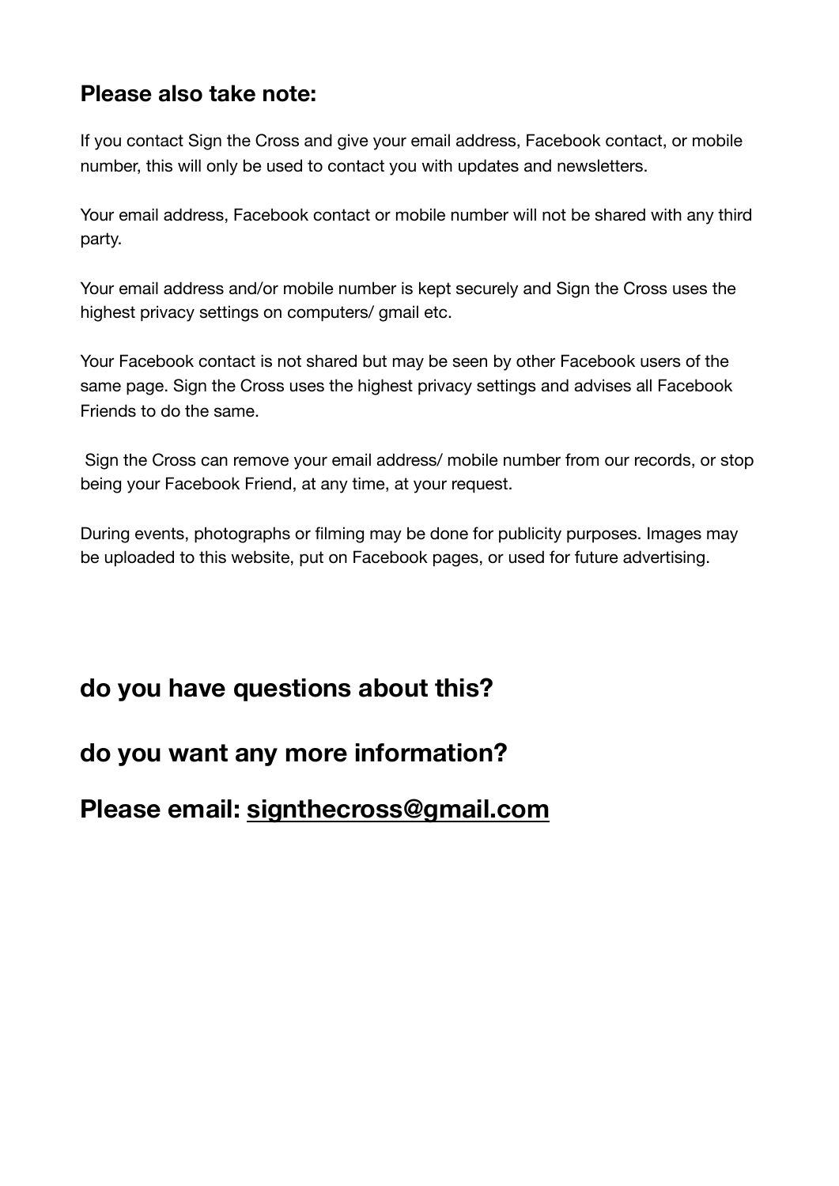## Please also take note:

If you contact Sign the Cross and give your email address, Facebook contact, or mobile number, this will only be used to contact you with updates and newsletters.

Your email address, Facebook contact or mobile number will not be shared with any third party.

Your email address and/or mobile number is kept securely and Sign the Cross uses the highest privacy settings on computers/ gmail etc.

Your Facebook contact is not shared but may be seen by other Facebook users of the same page. Sign the Cross uses the highest privacy settings and advises all Facebook Friends to do the same.

Sign the Cross can remove your email address/ mobile number from our records, or stop being your Facebook Friend, at any time, at your request.

During events, photographs or filming may be done for publicity purposes. Images may be uploaded to this website, put on Facebook pages, or used for future advertising.

## do you have questions about this?

## do you want any more information?

## Please email: signthecross@gmail.com